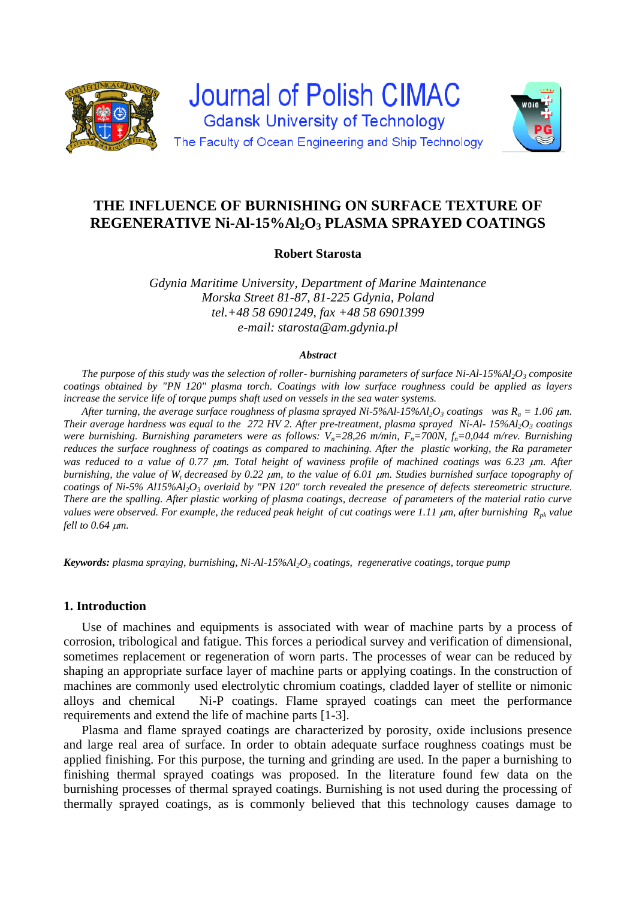# Journal of Polish CIMAC

Gdansk University of Technology

The Faculty of Ocean Engineering and Ship Technology

## THE INFLUENCE OF BURNISHING ON SURFACE TEXTURE OF REGENERATIVE Ni-Al-15%$Al_2O_3$ PLASMA SPRAYED COATINGS

**Robert Starosta**

*Gdynia Maritime University, Department of Marine Maintenance*
*Morska Street 81-87, 81-225 Gdynia, Poland*
*tel.+48 58 6901249, fax +48 58 6901399*
*e-mail: starosta@am.gdynia.pl*

***Abstract***

*The purpose of this study was the selection of roller- burnishing parameters of surface Ni-Al-15%$Al_2O_3$ composite coatings obtained by "PN 120" plasma torch. Coatings with low surface roughness could be applied as layers increase the service life of torque pumps shaft used on vessels in the sea water systems.*

*After turning, the average surface roughness of plasma sprayed Ni-5%Al-15%$Al_2O_3$ coatings was $R_a$ = 1.06 μm. Their average hardness was equal to the 272 HV 2. After pre-treatment, plasma sprayed Ni-Al- 15%$Al_2O_3$ coatings were burnishing. Burnishing parameters were as follows: $V_n$=28,26 m/min, $F_n$=700N, $f_n$=0,044 m/rev. Burnishing reduces the surface roughness of coatings as compared to machining. After the plastic working, the Ra parameter was reduced to a value of 0.77 μm. Total height of waviness profile of machined coatings was 6.23 μm. After burnishing, the value of $W_t$ decreased by 0.22 μm, to the value of 6.01 μm. Studies burnished surface topography of coatings of Ni-5% Al15%$Al_2O_3$ overlaid by "PN 120" torch revealed the presence of defects stereometric structure. There are the spalling. After plastic working of plasma coatings, decrease of parameters of the material ratio curve values were observed. For example, the reduced peak height of cut coatings were 1.11 μm, after burnishing $R_{pk}$ value fell to 0.64 μm.*

***Keywords:*** *plasma spraying, burnishing, Ni-Al-15%$Al_2O_3$ coatings, regenerative coatings, torque pump*

## 1. Introduction

Use of machines and equipments is associated with wear of machine parts by a process of corrosion, tribological and fatigue. This forces a periodical survey and verification of dimensional, sometimes replacement or regeneration of worn parts. The processes of wear can be reduced by shaping an appropriate surface layer of machine parts or applying coatings. In the construction of machines are commonly used electrolytic chromium coatings, cladded layer of stellite or nimonic alloys and chemical Ni-P coatings. Flame sprayed coatings can meet the performance requirements and extend the life of machine parts [1-3].

Plasma and flame sprayed coatings are characterized by porosity, oxide inclusions presence and large real area of surface. In order to obtain adequate surface roughness coatings must be applied finishing. For this purpose, the turning and grinding are used. In the paper a burnishing to finishing thermal sprayed coatings was proposed. In the literature found few data on the burnishing processes of thermal sprayed coatings. Burnishing is not used during the processing of thermally sprayed coatings, as is commonly believed that this technology causes damage to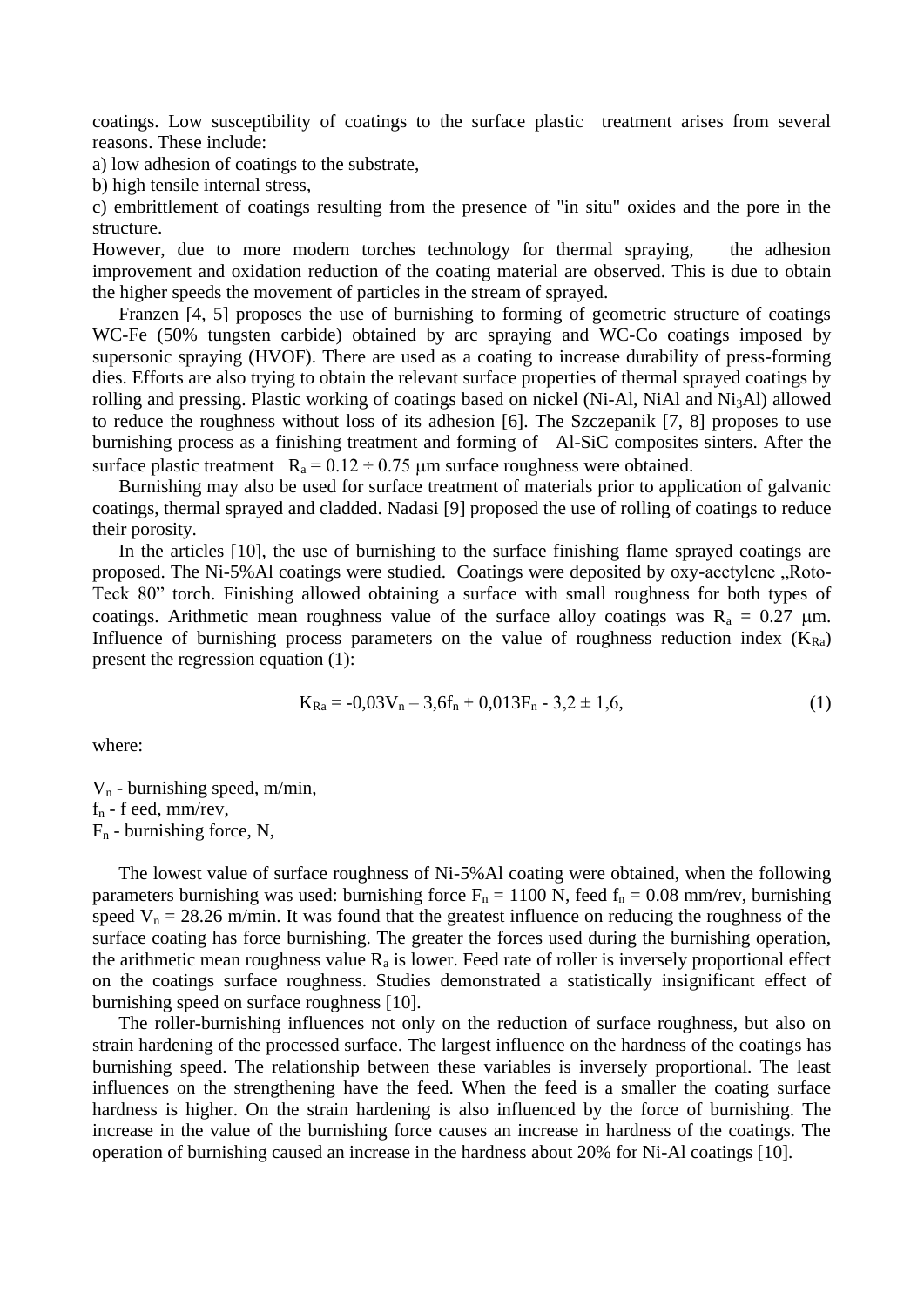coatings. Low susceptibility of coatings to the surface plastic treatment arises from several reasons. These include:

a) low adhesion of coatings to the substrate,

b) high tensile internal stress,

c) embrittlement of coatings resulting from the presence of "in situ" oxides and the pore in the structure.

However, due to more modern torches technology for thermal spraying, the adhesion improvement and oxidation reduction of the coating material are observed. This is due to obtain the higher speeds the movement of particles in the stream of sprayed.

Franzen [4, 5] proposes the use of burnishing to forming of geometric structure of coatings WC-Fe (50% tungsten carbide) obtained by arc spraying and WC-Co coatings imposed by supersonic spraying (HVOF). There are used as a coating to increase durability of press-forming dies. Efforts are also trying to obtain the relevant surface properties of thermal sprayed coatings by rolling and pressing. Plastic working of coatings based on nickel (Ni-Al, NiAl and $Ni_3Al$) allowed to reduce the roughness without loss of its adhesion [6]. The Szczepanik [7, 8] proposes to use burnishing process as a finishing treatment and forming of Al-SiC composites sinters. After the surface plastic treatment $R_a = 0.12 \div 0.75$ μm surface roughness were obtained.

Burnishing may also be used for surface treatment of materials prior to application of galvanic coatings, thermal sprayed and cladded. Nadasi [9] proposed the use of rolling of coatings to reduce their porosity.

In the articles [10], the use of burnishing to the surface finishing flame sprayed coatings are proposed. The Ni-5%Al coatings were studied. Coatings were deposited by oxy-acetylene „Roto-Teck 80" torch. Finishing allowed obtaining a surface with small roughness for both types of coatings. Arithmetic mean roughness value of the surface alloy coatings was $R_a = 0.27$ μm. Influence of burnishing process parameters on the value of roughness reduction index ($K_{Ra}$) present the regression equation (1):

$$K_{Ra} = -0{,}03V_n - 3{,}6f_n + 0{,}013F_n - 3{,}2 \pm 1{,}6, \tag{1}$$

where:

$V_n$ - burnishing speed, m/min,

$f_n$ - f eed, mm/rev,

$F_n$ - burnishing force, N,

The lowest value of surface roughness of Ni-5%Al coating were obtained, when the following parameters burnishing was used: burnishing force $F_n = 1100$ N, feed $f_n = 0.08$ mm/rev, burnishing speed $V_n = 28.26$ m/min. It was found that the greatest influence on reducing the roughness of the surface coating has force burnishing. The greater the forces used during the burnishing operation, the arithmetic mean roughness value $R_a$ is lower. Feed rate of roller is inversely proportional effect on the coatings surface roughness. Studies demonstrated a statistically insignificant effect of burnishing speed on surface roughness [10].

The roller-burnishing influences not only on the reduction of surface roughness, but also on strain hardening of the processed surface. The largest influence on the hardness of the coatings has burnishing speed. The relationship between these variables is inversely proportional. The least influences on the strengthening have the feed. When the feed is a smaller the coating surface hardness is higher. On the strain hardening is also influenced by the force of burnishing. The increase in the value of the burnishing force causes an increase in hardness of the coatings. The operation of burnishing caused an increase in the hardness about 20% for Ni-Al coatings [10].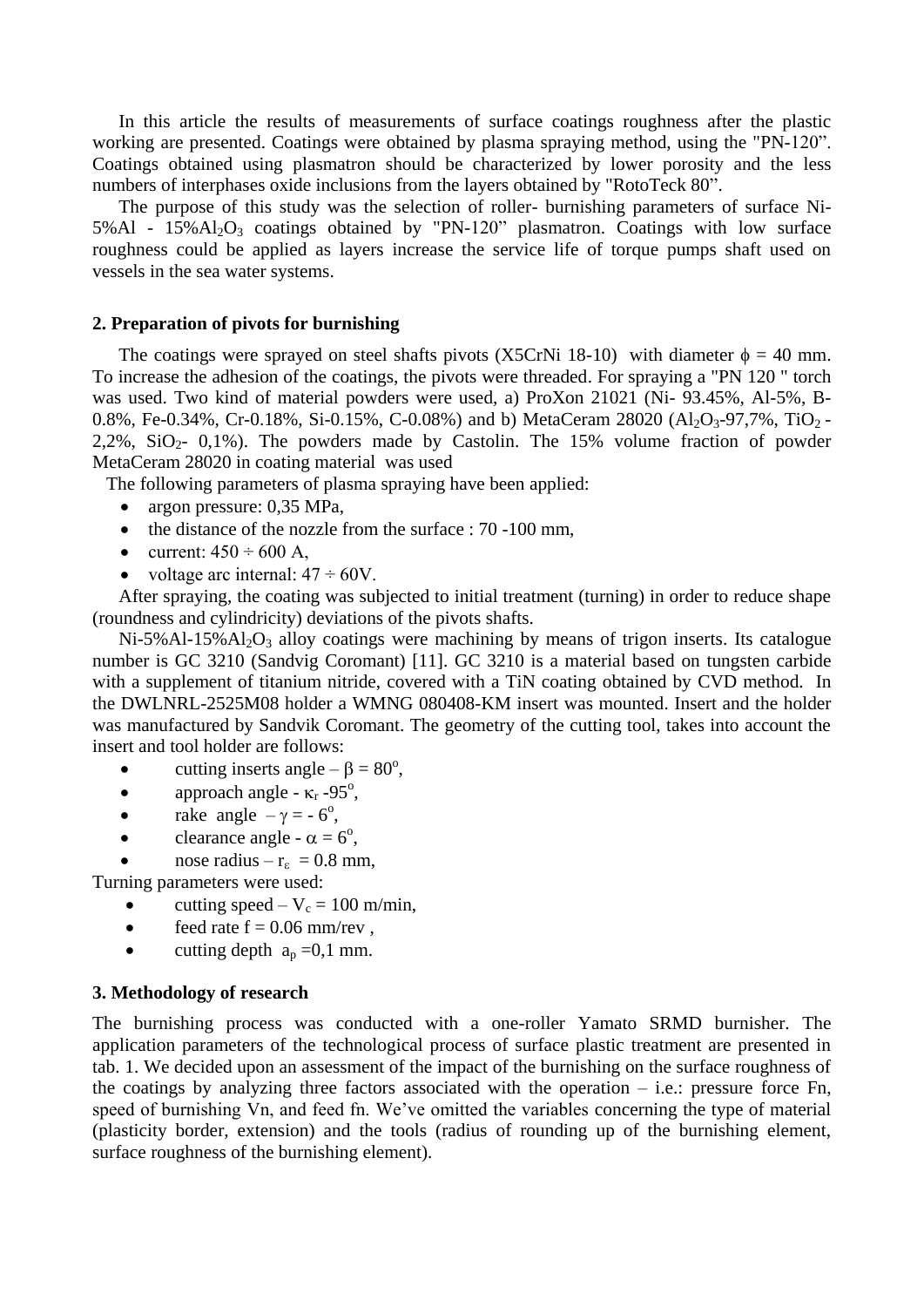In this article the results of measurements of surface coatings roughness after the plastic working are presented. Coatings were obtained by plasma spraying method, using the "PN-120". Coatings obtained using plasmatron should be characterized by lower porosity and the less numbers of interphases oxide inclusions from the layers obtained by "RotoTeck 80".

The purpose of this study was the selection of roller- burnishing parameters of surface Ni-5%Al - 15%$Al_2O_3$ coatings obtained by "PN-120" plasmatron. Coatings with low surface roughness could be applied as layers increase the service life of torque pumps shaft used on vessels in the sea water systems.

## 2. Preparation of pivots for burnishing

The coatings were sprayed on steel shafts pivots (X5CrNi 18-10) with diameter $\phi$ = 40 mm. To increase the adhesion of the coatings, the pivots were threaded. For spraying a "PN 120 " torch was used. Two kind of material powders were used, a) ProXon 21021 (Ni- 93.45%, Al-5%, B-0.8%, Fe-0.34%, Cr-0.18%, Si-0.15%, C-0.08%) and b) MetaCeram 28020 ($Al_2O_3$-97,7%, $TiO_2$ - 2,2%, $SiO_2$- 0,1%). The powders made by Castolin. The 15% volume fraction of powder MetaCeram 28020 in coating material was used

The following parameters of plasma spraying have been applied:

- argon pressure: 0,35 MPa,
- the distance of the nozzle from the surface : 70 -100 mm,
- current: 450 ÷ 600 A,
- voltage arc internal: 47 ÷ 60V.

After spraying, the coating was subjected to initial treatment (turning) in order to reduce shape (roundness and cylindricity) deviations of the pivots shafts.

Ni-5%Al-15%$Al_2O_3$ alloy coatings were machining by means of trigon inserts. Its catalogue number is GC 3210 (Sandvig Coromant) [11]. GC 3210 is a material based on tungsten carbide with a supplement of titanium nitride, covered with a TiN coating obtained by CVD method. In the DWLNRL-2525M08 holder a WMNG 080408-KM insert was mounted. Insert and the holder was manufactured by Sandvik Coromant. The geometry of the cutting tool, takes into account the insert and tool holder are follows:

- cutting inserts angle – $\beta = 80^o$,
- approach angle - $\kappa_r$ -$95^o$,
- rake angle – $\gamma = -6^o$,
- clearance angle - $\alpha = 6^o$,
- nose radius – $r_\varepsilon$ = 0.8 mm,

Turning parameters were used:

- cutting speed – $V_c$ = 100 m/min,
- feed rate f = 0.06 mm/rev ,
- cutting depth $a_p$ =0,1 mm.

## 3. Methodology of research

The burnishing process was conducted with a one-roller Yamato SRMD burnisher. The application parameters of the technological process of surface plastic treatment are presented in tab. 1. We decided upon an assessment of the impact of the burnishing on the surface roughness of the coatings by analyzing three factors associated with the operation – i.e.: pressure force Fn, speed of burnishing Vn, and feed fn. We've omitted the variables concerning the type of material (plasticity border, extension) and the tools (radius of rounding up of the burnishing element, surface roughness of the burnishing element).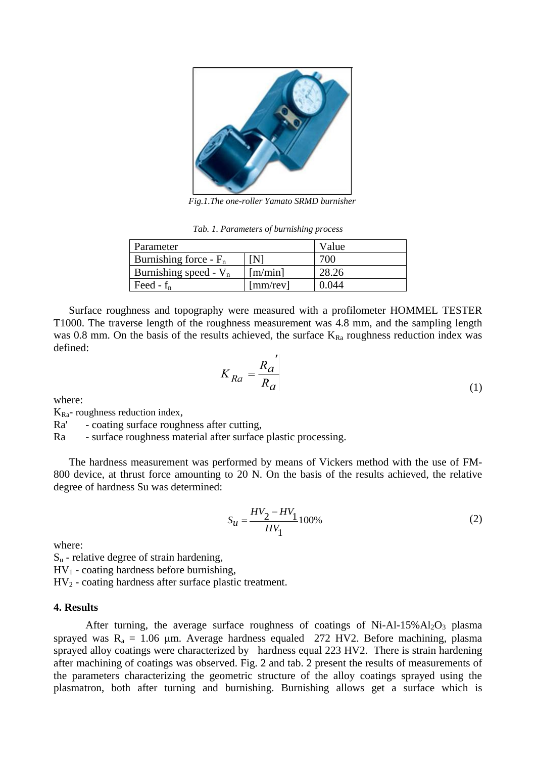*Fig.1.The one-roller Yamato SRMD burnisher*

*Tab. 1. Parameters of burnishing process*

| Parameter | | Value |
|---|---|---|
| Burnishing force - $F_n$ | [N] | 700 |
| Burnishing speed - $V_n$ | [m/min] | 28.26 |
| Feed - $f_n$ | [mm/rev] | 0.044 |

Surface roughness and topography were measured with a profilometer HOMMEL TESTER T1000. The traverse length of the roughness measurement was 4.8 mm, and the sampling length was 0.8 mm. On the basis of the results achieved, the surface $K_{Ra}$ roughness reduction index was defined:

$$K_{Ra} = \frac{R_a'}{R_a} \tag{1}$$

where:

$K_{Ra}$- roughness reduction index,

Ra' - coating surface roughness after cutting,

Ra - surface roughness material after surface plastic processing.

The hardness measurement was performed by means of Vickers method with the use of FM-800 device, at thrust force amounting to 20 N. On the basis of the results achieved, the relative degree of hardness Su was determined:

$$S_u = \frac{HV_2 - HV_1}{HV_1} 100\% \tag{2}$$

where:

$S_u$ - relative degree of strain hardening,

$HV_1$ - coating hardness before burnishing,

$HV_2$ - coating hardness after surface plastic treatment.

**4. Results**

After turning, the average surface roughness of coatings of Ni-Al-15%$Al_2O_3$ plasma sprayed was $R_a$ = 1.06 μm. Average hardness equaled 272 HV2. Before machining, plasma sprayed alloy coatings were characterized by hardness equal 223 HV2. There is strain hardening after machining of coatings was observed. Fig. 2 and tab. 2 present the results of measurements of the parameters characterizing the geometric structure of the alloy coatings sprayed using the plasmatron, both after turning and burnishing. Burnishing allows get a surface which is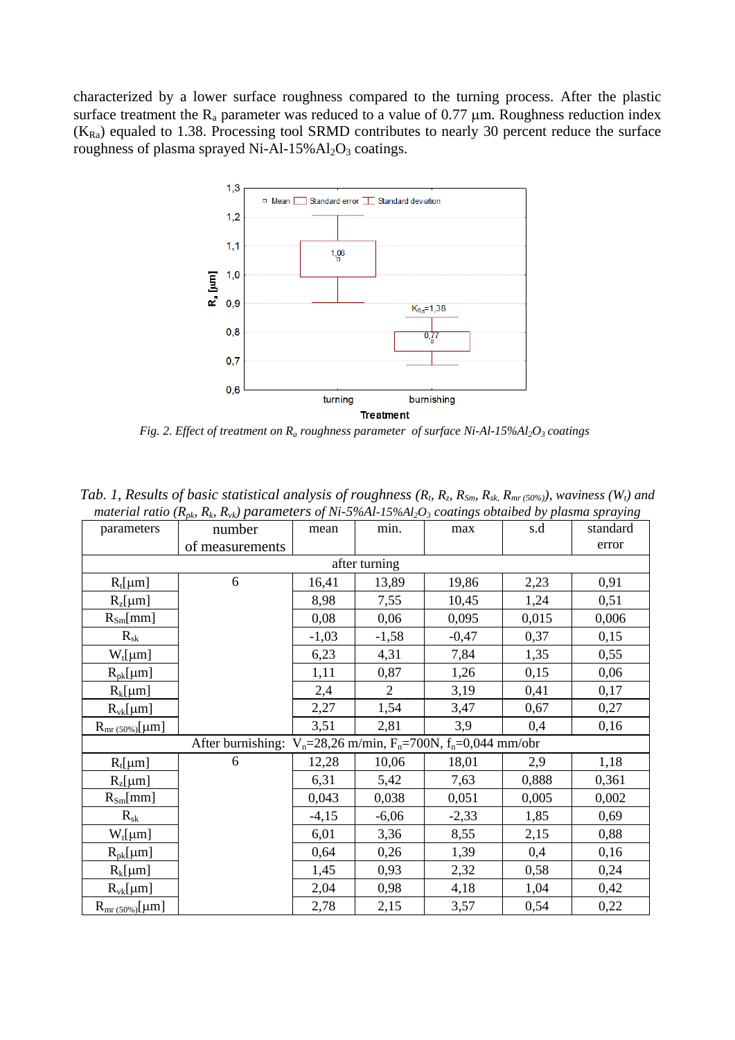characterized by a lower surface roughness compared to the turning process. After the plastic surface treatment the $R_a$ parameter was reduced to a value of 0.77 μm. Roughness reduction index ($K_{Ra}$) equaled to 1.38. Processing tool SRMD contributes to nearly 30 percent reduce the surface roughness of plasma sprayed Ni-Al-15%$Al_2O_3$ coatings.

*Fig. 2. Effect of treatment on $R_a$ roughness parameter of surface Ni-Al-15%$Al_2O_3$ coatings*

*Tab. 1, Results of basic statistical analysis of roughness ($R_t$, $R_z$, $R_{Sm}$, $R_{sk}$, $R_{mr\,(50\%)}$), waviness ($W_t$) and material ratio ($R_{pk}$, $R_k$, $R_{vk}$) parameters of Ni-5%Al-15%$Al_2O_3$ coatings obtaibed by plasma spraying*

| parameters | number of measurements | mean | min. | max | s.d | standard error |
|---|---|---|---|---|---|---|
| after turning | | | | | | |
| $R_t$[μm] | 6 | 16,41 | 13,89 | 19,86 | 2,23 | 0,91 |
| $R_z$[μm] | | 8,98 | 7,55 | 10,45 | 1,24 | 0,51 |
| $R_{Sm}$[mm] | | 0,08 | 0,06 | 0,095 | 0,015 | 0,006 |
| $R_{sk}$ | | -1,03 | -1,58 | -0,47 | 0,37 | 0,15 |
| $W_t$[μm] | | 6,23 | 4,31 | 7,84 | 1,35 | 0,55 |
| $R_{pk}$[μm] | | 1,11 | 0,87 | 1,26 | 0,15 | 0,06 |
| $R_k$[μm] | | 2,4 | 2 | 3,19 | 0,41 | 0,17 |
| $R_{vk}$[μm] | | 2,27 | 1,54 | 3,47 | 0,67 | 0,27 |
| $R_{mr\,(50\%)}$[μm] | | 3,51 | 2,81 | 3,9 | 0,4 | 0,16 |
| After burnishing: $V_n$=28,26 m/min, $F_n$=700N, $f_n$=0,044 mm/obr | | | | | | |
| $R_t$[μm] | 6 | 12,28 | 10,06 | 18,01 | 2,9 | 1,18 |
| $R_z$[μm] | | 6,31 | 5,42 | 7,63 | 0,888 | 0,361 |
| $R_{Sm}$[mm] | | 0,043 | 0,038 | 0,051 | 0,005 | 0,002 |
| $R_{sk}$ | | -4,15 | -6,06 | -2,33 | 1,85 | 0,69 |
| $W_t$[μm] | | 6,01 | 3,36 | 8,55 | 2,15 | 0,88 |
| $R_{pk}$[μm] | | 0,64 | 0,26 | 1,39 | 0,4 | 0,16 |
| $R_k$[μm] | | 1,45 | 0,93 | 2,32 | 0,58 | 0,24 |
| $R_{vk}$[μm] | | 2,04 | 0,98 | 4,18 | 1,04 | 0,42 |
| $R_{mr\,(50\%)}$[μm] | | 2,78 | 2,15 | 3,57 | 0,54 | 0,22 |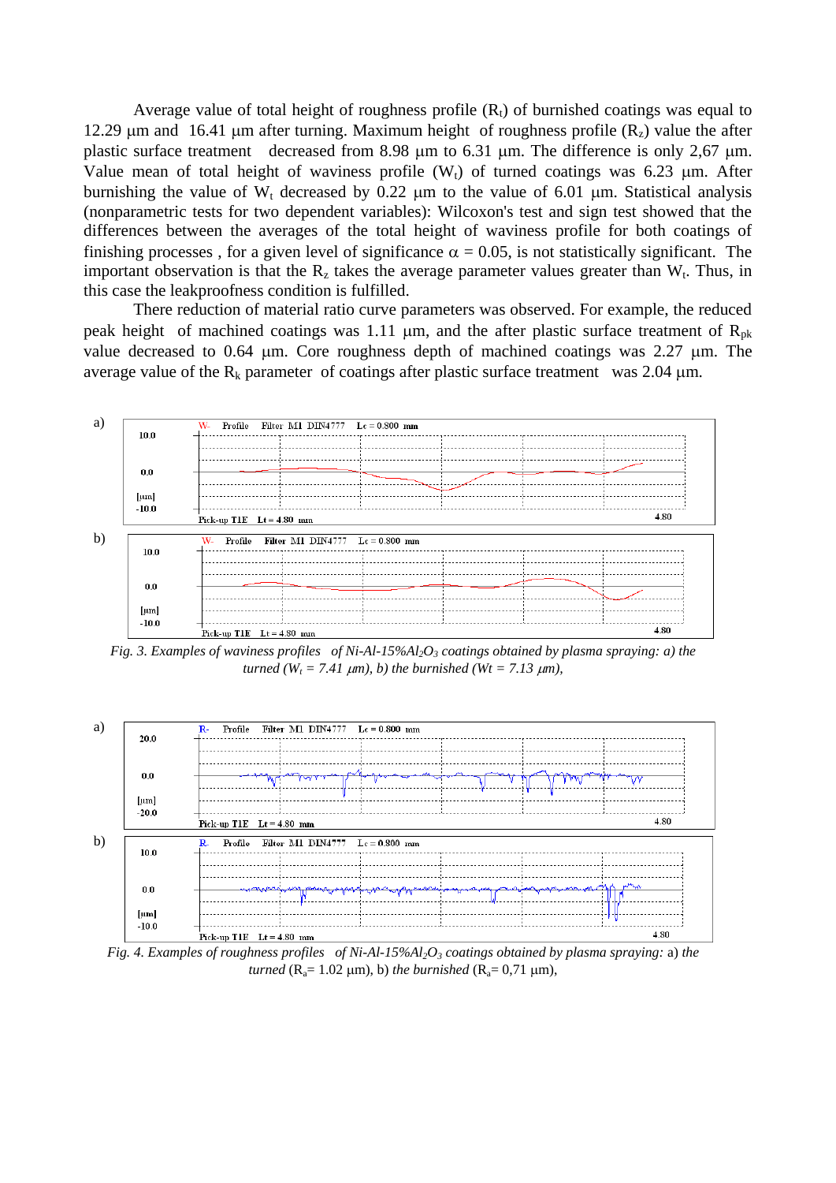Average value of total height of roughness profile ($R_t$) of burnished coatings was equal to 12.29 μm and 16.41 μm after turning. Maximum height of roughness profile ($R_z$) value the after plastic surface treatment decreased from 8.98 μm to 6.31 μm. The difference is only 2,67 μm. Value mean of total height of waviness profile ($W_t$) of turned coatings was 6.23 μm. After burnishing the value of $W_t$ decreased by 0.22 μm to the value of 6.01 μm. Statistical analysis (nonparametric tests for two dependent variables): Wilcoxon's test and sign test showed that the differences between the averages of the total height of waviness profile for both coatings of finishing processes , for a given level of significance $\alpha = 0.05$, is not statistically significant. The important observation is that the $R_z$ takes the average parameter values greater than $W_t$. Thus, in this case the leakproofness condition is fulfilled.

There reduction of material ratio curve parameters was observed. For example, the reduced peak height of machined coatings was 1.11 μm, and the after plastic surface treatment of $R_{pk}$ value decreased to 0.64 μm. Core roughness depth of machined coatings was 2.27 μm. The average value of the $R_k$ parameter of coatings after plastic surface treatment was 2.04 μm.

*Fig. 3. Examples of waviness profiles of Ni-Al-15%$Al_2O_3$ coatings obtained by plasma spraying: a) the turned ($W_t$ = 7.41 μm), b) the burnished (Wt = 7.13 μm),*

*Fig. 4. Examples of roughness profiles of Ni-Al-15%$Al_2O_3$ coatings obtained by plasma spraying:* a) *the turned* ($R_a$= 1.02 μm), b) *the burnished* ($R_a$= 0,71 μm),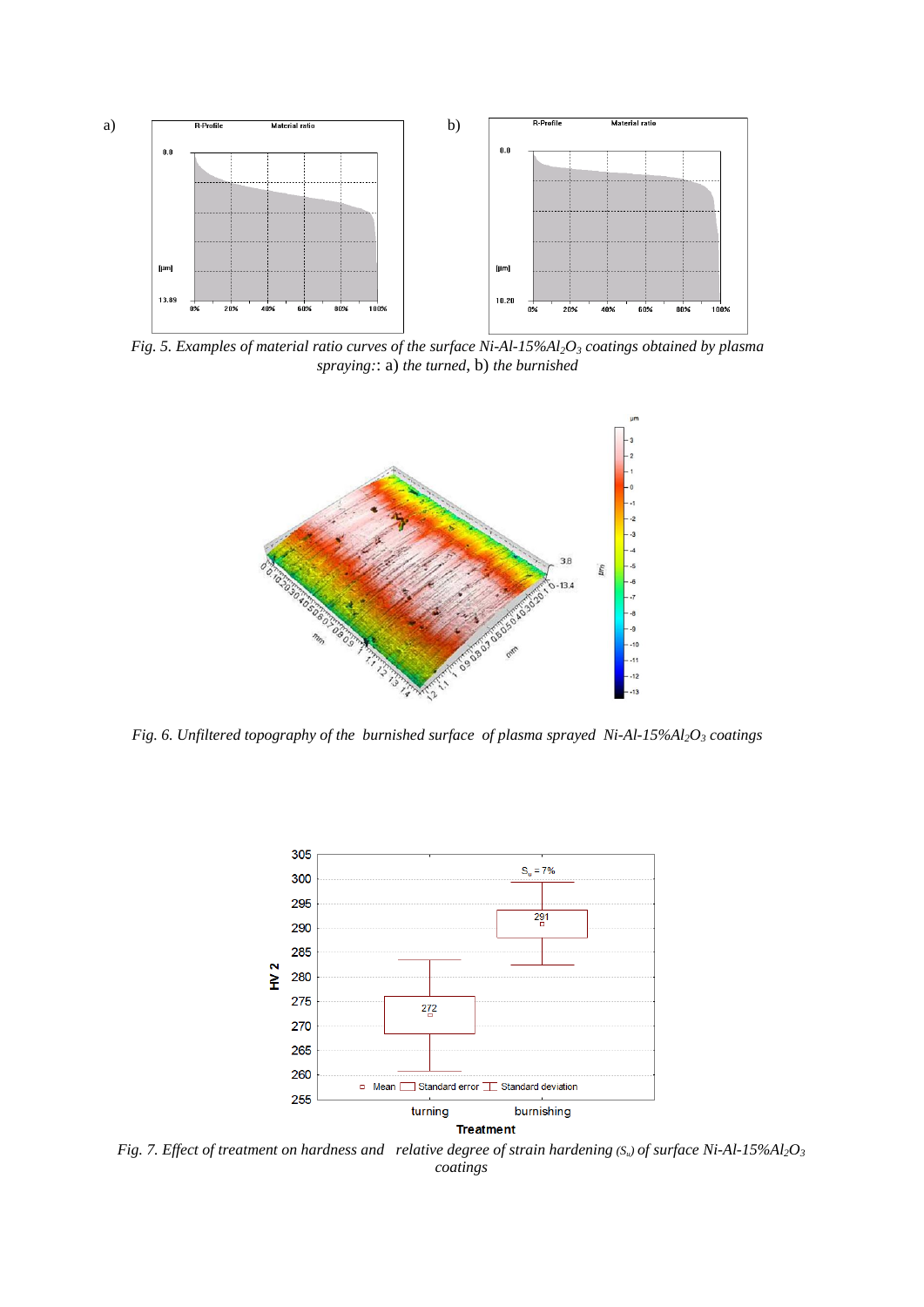*Fig. 5. Examples of material ratio curves of the surface Ni-Al-15%$Al_2O_3$ coatings obtained by plasma spraying:*: a) *the turned*, b) *the burnished*

*Fig. 6. Unfiltered topography of the burnished surface of plasma sprayed Ni-Al-15%$Al_2O_3$ coatings*

*Fig. 7. Effect of treatment on hardness and relative degree of strain hardening ($S_u$) of surface Ni-Al-15%$Al_2O_3$ coatings*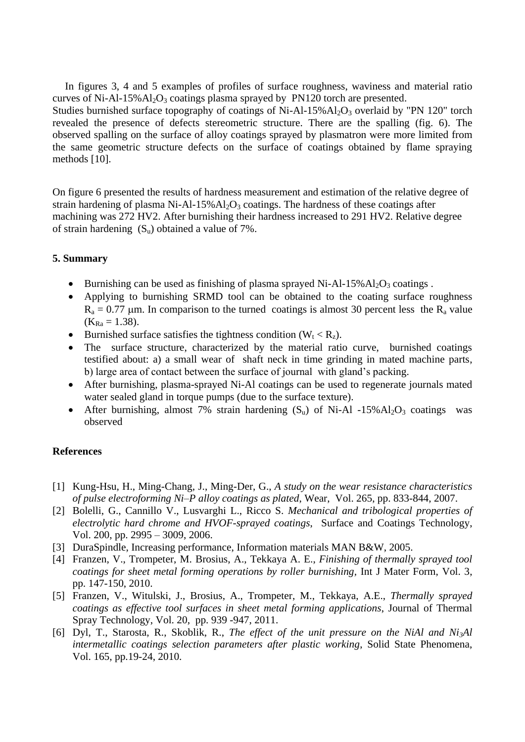In figures 3, 4 and 5 examples of profiles of surface roughness, waviness and material ratio curves of Ni-Al-15%$Al_2O_3$ coatings plasma sprayed by PN120 torch are presented.
Studies burnished surface topography of coatings of Ni-Al-15%$Al_2O_3$ overlaid by "PN 120" torch revealed the presence of defects stereometric structure. There are the spalling (fig. 6). The observed spalling on the surface of alloy coatings sprayed by plasmatron were more limited from the same geometric structure defects on the surface of coatings obtained by flame spraying methods [10].

On figure 6 presented the results of hardness measurement and estimation of the relative degree of strain hardening of plasma Ni-Al-15%$Al_2O_3$ coatings. The hardness of these coatings after machining was 272 HV2. After burnishing their hardness increased to 291 HV2. Relative degree of strain hardening ($S_u$) obtained a value of 7%.

## 5. Summary

- Burnishing can be used as finishing of plasma sprayed Ni-Al-15%$Al_2O_3$ coatings .
- Applying to burnishing SRMD tool can be obtained to the coating surface roughness $R_a$ = 0.77 μm. In comparison to the turned coatings is almost 30 percent less the $R_a$ value ($K_{Ra}$ = 1.38).
- Burnished surface satisfies the tightness condition ($W_t < R_z$).
- The surface structure, characterized by the material ratio curve, burnished coatings testified about: a) a small wear of shaft neck in time grinding in mated machine parts, b) large area of contact between the surface of journal with gland's packing.
- After burnishing, plasma-sprayed Ni-Al coatings can be used to regenerate journals mated water sealed gland in torque pumps (due to the surface texture).
- After burnishing, almost 7% strain hardening ($S_u$) of Ni-Al -15%$Al_2O_3$ coatings was observed

## References

[1] Kung-Hsu, H., Ming-Chang, J., Ming-Der, G., *A study on the wear resistance characteristics of pulse electroforming Ni–P alloy coatings as plated*, Wear, Vol. 265, pp. 833-844, 2007.

[2] Bolelli, G., Cannillo V., Lusvarghi L., Ricco S. *Mechanical and tribological properties of electrolytic hard chrome and HVOF-sprayed coatings*, Surface and Coatings Technology, Vol. 200, pp. 2995 – 3009, 2006.

[3] DuraSpindle, Increasing performance, Information materials MAN B&W, 2005.

[4] Franzen, V., Trompeter, M. Brosius, A., Tekkaya A. E., *Finishing of thermally sprayed tool coatings for sheet metal forming operations by roller burnishing*, Int J Mater Form, Vol. 3, pp. 147-150, 2010.

[5] Franzen, V., Witulski, J., Brosius, A., Trompeter, M., Tekkaya, A.E., *Thermally sprayed coatings as effective tool surfaces in sheet metal forming applications*, Journal of Thermal Spray Technology, Vol. 20, pp. 939 -947, 2011.

[6] Dyl, T., Starosta, R., Skoblik, R., *The effect of the unit pressure on the NiAl and $Ni_3Al$ intermetallic coatings selection parameters after plastic working*, Solid State Phenomena, Vol. 165, pp.19-24, 2010.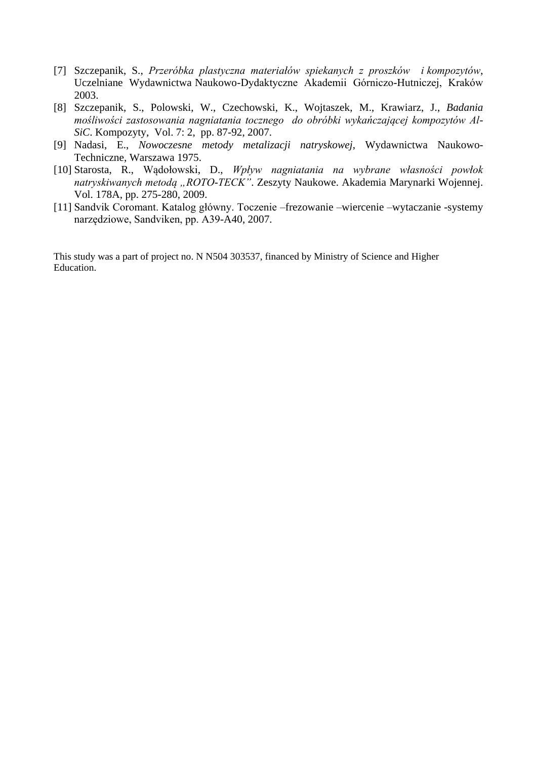[7] Szczepanik, S., *Przeróbka plastyczna materiałów spiekanych z proszków i kompozytów*, Uczelniane Wydawnictwa Naukowo-Dydaktyczne Akademii Górniczo-Hutniczej, Kraków 2003.

[8] Szczepanik, S., Polowski, W., Czechowski, K., Wojtaszek, M., Krawiarz, J., *Badania mośliwości zastosowania nagniatania tocznego do obróbki wykańczającej kompozytów Al-SiC*. Kompozyty, Vol. 7: 2, pp. 87-92, 2007.

[9] Nadasi, E., *Nowoczesne metody metalizacji natryskowej*, Wydawnictwa Naukowo-Techniczne, Warszawa 1975.

[10] Starosta, R., Wądołowski, D., *Wpływ nagniatania na wybrane własności powłok natryskiwanych metodą „ROTO-TECK"*. Zeszyty Naukowe. Akademia Marynarki Wojennej. Vol. 178A, pp. 275-280, 2009.

[11] Sandvik Coromant. Katalog główny. Toczenie –frezowanie –wiercenie –wytaczanie -systemy narzędziowe, Sandviken, pp. A39-A40, 2007.

This study was a part of project no. N N504 303537, financed by Ministry of Science and Higher Education.